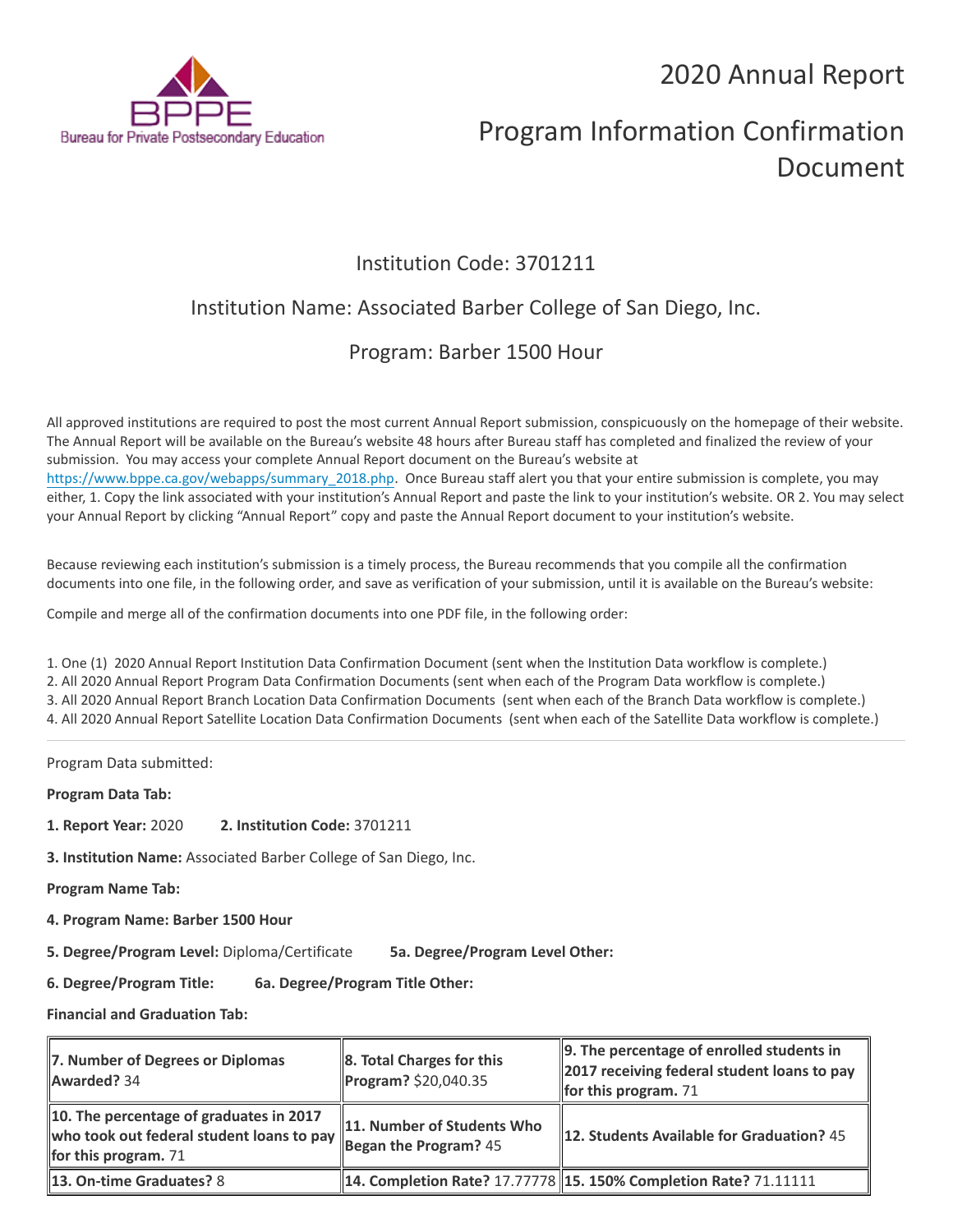BPPE
Bureau for Private Postsecondary Education

# 2020 Annual Report

# Program Information Confirmation Document

## Institution Code: 3701211

## Institution Name: Associated Barber College of San Diego, Inc.

## Program: Barber 1500 Hour

All approved institutions are required to post the most current Annual Report submission, conspicuously on the homepage of their website. The Annual Report will be available on the Bureau's website 48 hours after Bureau staff has completed and finalized the review of your submission. You may access your complete Annual Report document on the Bureau's website at https://www.bppe.ca.gov/webapps/summary_2018.php. Once Bureau staff alert you that your entire submission is complete, you may either, 1. Copy the link associated with your institution's Annual Report and paste the link to your institution's website. OR 2. You may select your Annual Report by clicking "Annual Report" copy and paste the Annual Report document to your institution's website.

Because reviewing each institution's submission is a timely process, the Bureau recommends that you compile all the confirmation documents into one file, in the following order, and save as verification of your submission, until it is available on the Bureau's website:

Compile and merge all of the confirmation documents into one PDF file, in the following order:

1. One (1) 2020 Annual Report Institution Data Confirmation Document (sent when the Institution Data workflow is complete.)
2. All 2020 Annual Report Program Data Confirmation Documents (sent when each of the Program Data workflow is complete.)
3. All 2020 Annual Report Branch Location Data Confirmation Documents (sent when each of the Branch Data workflow is complete.)
4. All 2020 Annual Report Satellite Location Data Confirmation Documents (sent when each of the Satellite Data workflow is complete.)

---

Program Data submitted:

**Program Data Tab:**

**1. Report Year:** 2020 **2. Institution Code:** 3701211

**3. Institution Name:** Associated Barber College of San Diego, Inc.

**Program Name Tab:**

**4. Program Name: Barber 1500 Hour**

**5. Degree/Program Level:** Diploma/Certificate **5a. Degree/Program Level Other:**

**6. Degree/Program Title:** **6a. Degree/Program Title Other:**

**Financial and Graduation Tab:**

| | | |
|---|---|---|
| **7. Number of Degrees or Diplomas Awarded?** 34 | **8. Total Charges for this Program?** $20,040.35 | **9. The percentage of enrolled students in 2017 receiving federal student loans to pay for this program.** 71 |
| **10. The percentage of graduates in 2017 who took out federal student loans to pay for this program.** 71 | **11. Number of Students Who Began the Program?** 45 | **12. Students Available for Graduation?** 45 |
| **13. On-time Graduates?** 8 | **14. Completion Rate?** 17.77778 | **15. 150% Completion Rate?** 71.11111 |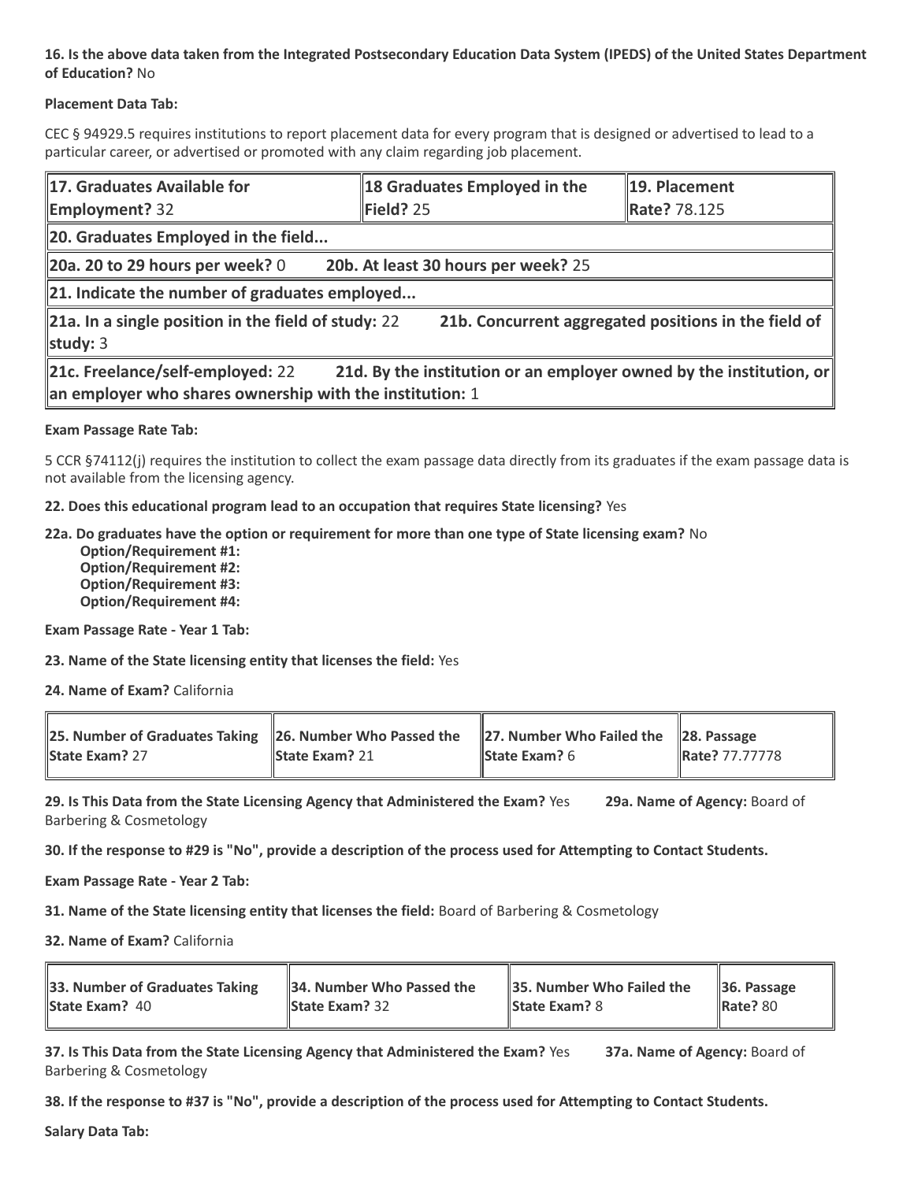**16. Is the above data taken from the Integrated Postsecondary Education Data System (IPEDS) of the United States Department of Education?** No

**Placement Data Tab:**

CEC § 94929.5 requires institutions to report placement data for every program that is designed or advertised to lead to a particular career, or advertised or promoted with any claim regarding job placement.

| **17. Graduates Available for Employment?** 32 | **18 Graduates Employed in the Field?** 25 | **19. Placement Rate?** 78.125 |
|---|---|---|
| **20. Graduates Employed in the field...** | | |
| **20a. 20 to 29 hours per week?** 0 **20b. At least 30 hours per week?** 25 | | |
| **21. Indicate the number of graduates employed...** | | |
| **21a. In a single position in the field of study:** 22 **21b. Concurrent aggregated positions in the field of study:** 3 | | |
| **21c. Freelance/self-employed:** 22 **21d. By the institution or an employer owned by the institution, or an employer who shares ownership with the institution:** 1 | | |

**Exam Passage Rate Tab:**

5 CCR §74112(j) requires the institution to collect the exam passage data directly from its graduates if the exam passage data is not available from the licensing agency.

**22. Does this educational program lead to an occupation that requires State licensing?** Yes

**22a. Do graduates have the option or requirement for more than one type of State licensing exam?** No
- **Option/Requirement #1:**
- **Option/Requirement #2:**
- **Option/Requirement #3:**
- **Option/Requirement #4:**

**Exam Passage Rate - Year 1 Tab:**

**23. Name of the State licensing entity that licenses the field:** Yes

**24. Name of Exam?** California

| **25. Number of Graduates Taking State Exam?** 27 | **26. Number Who Passed the State Exam?** 21 | **27. Number Who Failed the State Exam?** 6 | **28. Passage Rate?** 77.77778 |
|---|---|---|---|

**29. Is This Data from the State Licensing Agency that Administered the Exam?** Yes **29a. Name of Agency:** Board of Barbering & Cosmetology

**30. If the response to #29 is "No", provide a description of the process used for Attempting to Contact Students.**

**Exam Passage Rate - Year 2 Tab:**

**31. Name of the State licensing entity that licenses the field:** Board of Barbering & Cosmetology

**32. Name of Exam?** California

| **33. Number of Graduates Taking State Exam?** 40 | **34. Number Who Passed the State Exam?** 32 | **35. Number Who Failed the State Exam?** 8 | **36. Passage Rate?** 80 |
|---|---|---|---|

**37. Is This Data from the State Licensing Agency that Administered the Exam?** Yes **37a. Name of Agency:** Board of Barbering & Cosmetology

**38. If the response to #37 is "No", provide a description of the process used for Attempting to Contact Students.**

**Salary Data Tab:**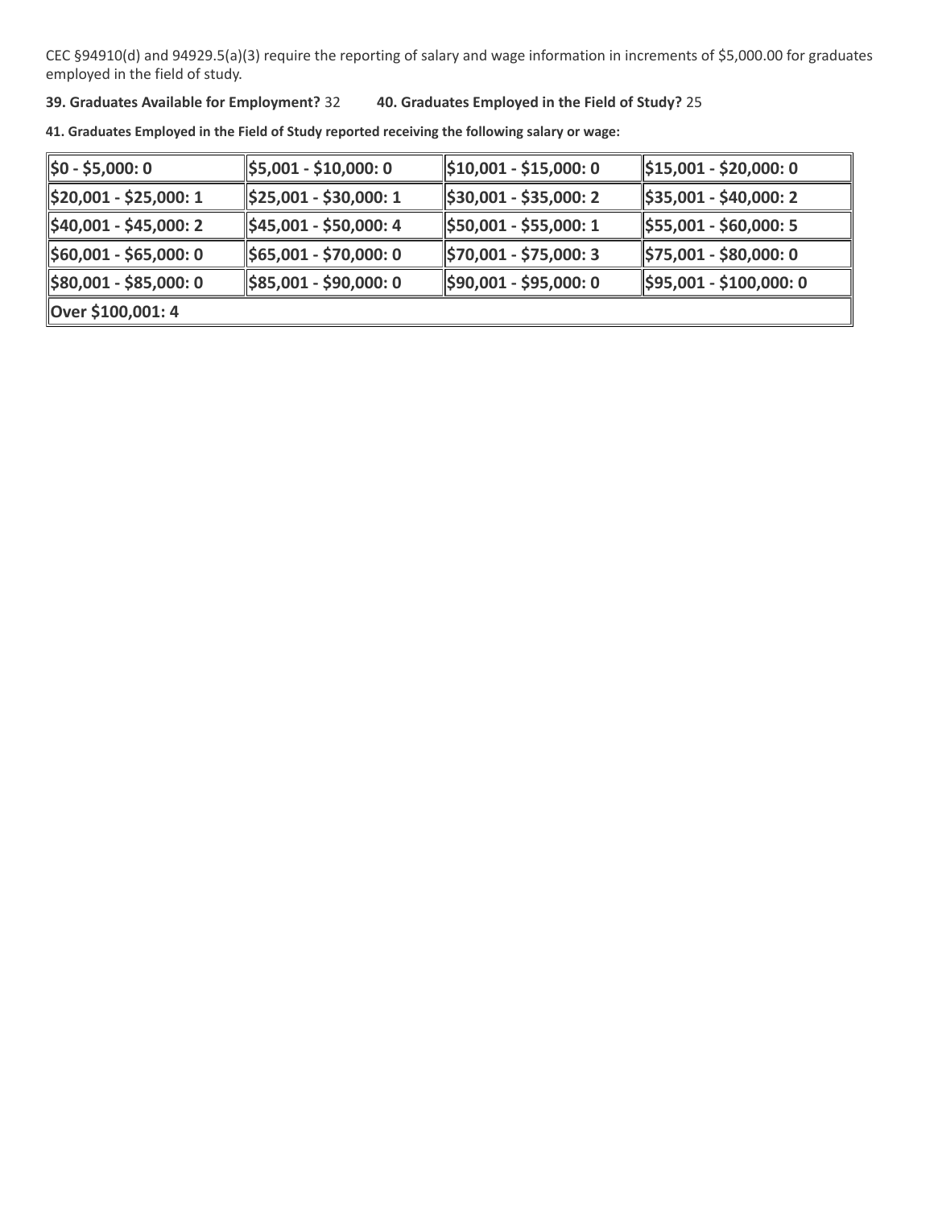CEC §94910(d) and 94929.5(a)(3) require the reporting of salary and wage information in increments of $5,000.00 for graduates employed in the field of study.

**39. Graduates Available for Employment?** 32 **40. Graduates Employed in the Field of Study?** 25

**41. Graduates Employed in the Field of Study reported receiving the following salary or wage:**

| | | | |
|---|---|---|---|
| **$0 - $5,000: 0** | **$5,001 - $10,000: 0** | **$10,001 - $15,000: 0** | **$15,001 - $20,000: 0** |
| **$20,001 - $25,000: 1** | **$25,001 - $30,000: 1** | **$30,001 - $35,000: 2** | **$35,001 - $40,000: 2** |
| **$40,001 - $45,000: 2** | **$45,001 - $50,000: 4** | **$50,001 - $55,000: 1** | **$55,001 - $60,000: 5** |
| **$60,001 - $65,000: 0** | **$65,001 - $70,000: 0** | **$70,001 - $75,000: 3** | **$75,001 - $80,000: 0** |
| **$80,001 - $85,000: 0** | **$85,001 - $90,000: 0** | **$90,001 - $95,000: 0** | **$95,001 - $100,000: 0** |
| **Over $100,001: 4** | | | |